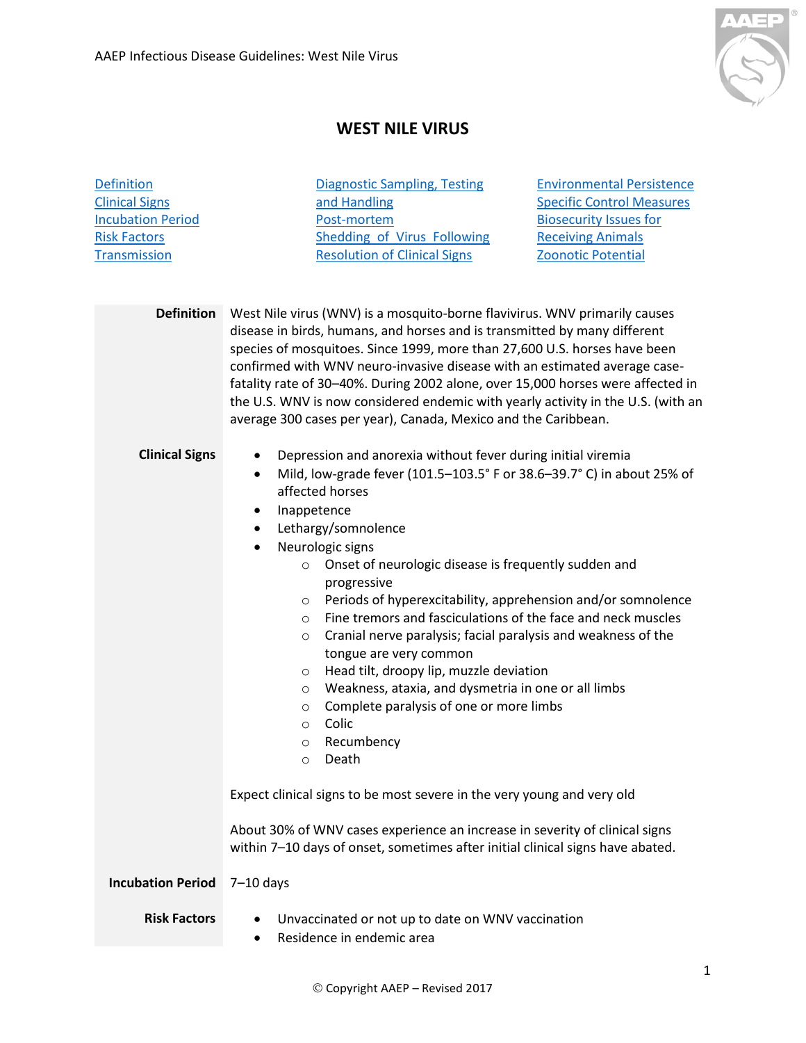# WEST NILE VIRUS

| | | |
|---|---|---|
| Definition | Diagnostic Sampling, Testing and Handling | Environmental Persistence |
| Clinical Signs | Post-mortem | Specific Control Measures |
| Incubation Period | Shedding of Virus Following Resolution of Clinical Signs | Biosecurity Issues for Receiving Animals |
| Risk Factors | | Zoonotic Potential |
| Transmission | | |

**Definition**

West Nile virus (WNV) is a mosquito-borne flavivirus. WNV primarily causes disease in birds, humans, and horses and is transmitted by many different species of mosquitoes. Since 1999, more than 27,600 U.S. horses have been confirmed with WNV neuro-invasive disease with an estimated average case-fatality rate of 30–40%. During 2002 alone, over 15,000 horses were affected in the U.S. WNV is now considered endemic with yearly activity in the U.S. (with an average 300 cases per year), Canada, Mexico and the Caribbean.

**Clinical Signs**

- Depression and anorexia without fever during initial viremia
- Mild, low-grade fever (101.5–103.5° F or 38.6–39.7° C) in about 25% of affected horses
- Inappetence
- Lethargy/somnolence
- Neurologic signs
    - Onset of neurologic disease is frequently sudden and progressive
    - Periods of hyperexcitability, apprehension and/or somnolence
    - Fine tremors and fasciculations of the face and neck muscles
    - Cranial nerve paralysis; facial paralysis and weakness of the tongue are very common
    - Head tilt, droopy lip, muzzle deviation
    - Weakness, ataxia, and dysmetria in one or all limbs
    - Complete paralysis of one or more limbs
    - Colic
    - Recumbency
    - Death

Expect clinical signs to be most severe in the very young and very old

About 30% of WNV cases experience an increase in severity of clinical signs within 7–10 days of onset, sometimes after initial clinical signs have abated.

**Incubation Period**

7–10 days

**Risk Factors**

- Unvaccinated or not up to date on WNV vaccination
- Residence in endemic area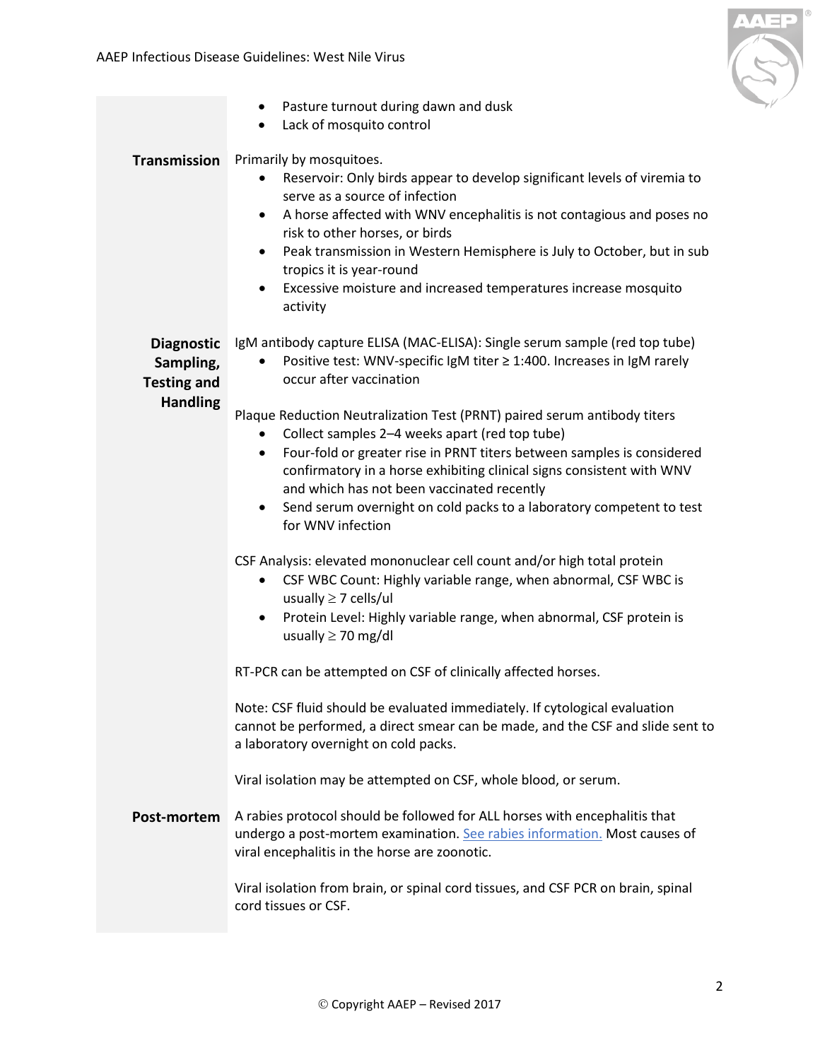- Pasture turnout during dawn and dusk
- Lack of mosquito control

**Transmission**

Primarily by mosquitoes.

- Reservoir: Only birds appear to develop significant levels of viremia to serve as a source of infection
- A horse affected with WNV encephalitis is not contagious and poses no risk to other horses, or birds
- Peak transmission in Western Hemisphere is July to October, but in sub tropics it is year-round
- Excessive moisture and increased temperatures increase mosquito activity

**Diagnostic Sampling, Testing and Handling**

IgM antibody capture ELISA (MAC-ELISA): Single serum sample (red top tube)

- Positive test: WNV-specific IgM titer ≥ 1:400. Increases in IgM rarely occur after vaccination

Plaque Reduction Neutralization Test (PRNT) paired serum antibody titers

- Collect samples 2–4 weeks apart (red top tube)
- Four-fold or greater rise in PRNT titers between samples is considered confirmatory in a horse exhibiting clinical signs consistent with WNV and which has not been vaccinated recently
- Send serum overnight on cold packs to a laboratory competent to test for WNV infection

CSF Analysis: elevated mononuclear cell count and/or high total protein

- CSF WBC Count: Highly variable range, when abnormal, CSF WBC is usually ≥ 7 cells/ul
- Protein Level: Highly variable range, when abnormal, CSF protein is usually ≥ 70 mg/dl

RT-PCR can be attempted on CSF of clinically affected horses.

Note: CSF fluid should be evaluated immediately. If cytological evaluation cannot be performed, a direct smear can be made, and the CSF and slide sent to a laboratory overnight on cold packs.

Viral isolation may be attempted on CSF, whole blood, or serum.

**Post-mortem**

A rabies protocol should be followed for ALL horses with encephalitis that undergo a post-mortem examination. See rabies information. Most causes of viral encephalitis in the horse are zoonotic.

Viral isolation from brain, or spinal cord tissues, and CSF PCR on brain, spinal cord tissues or CSF.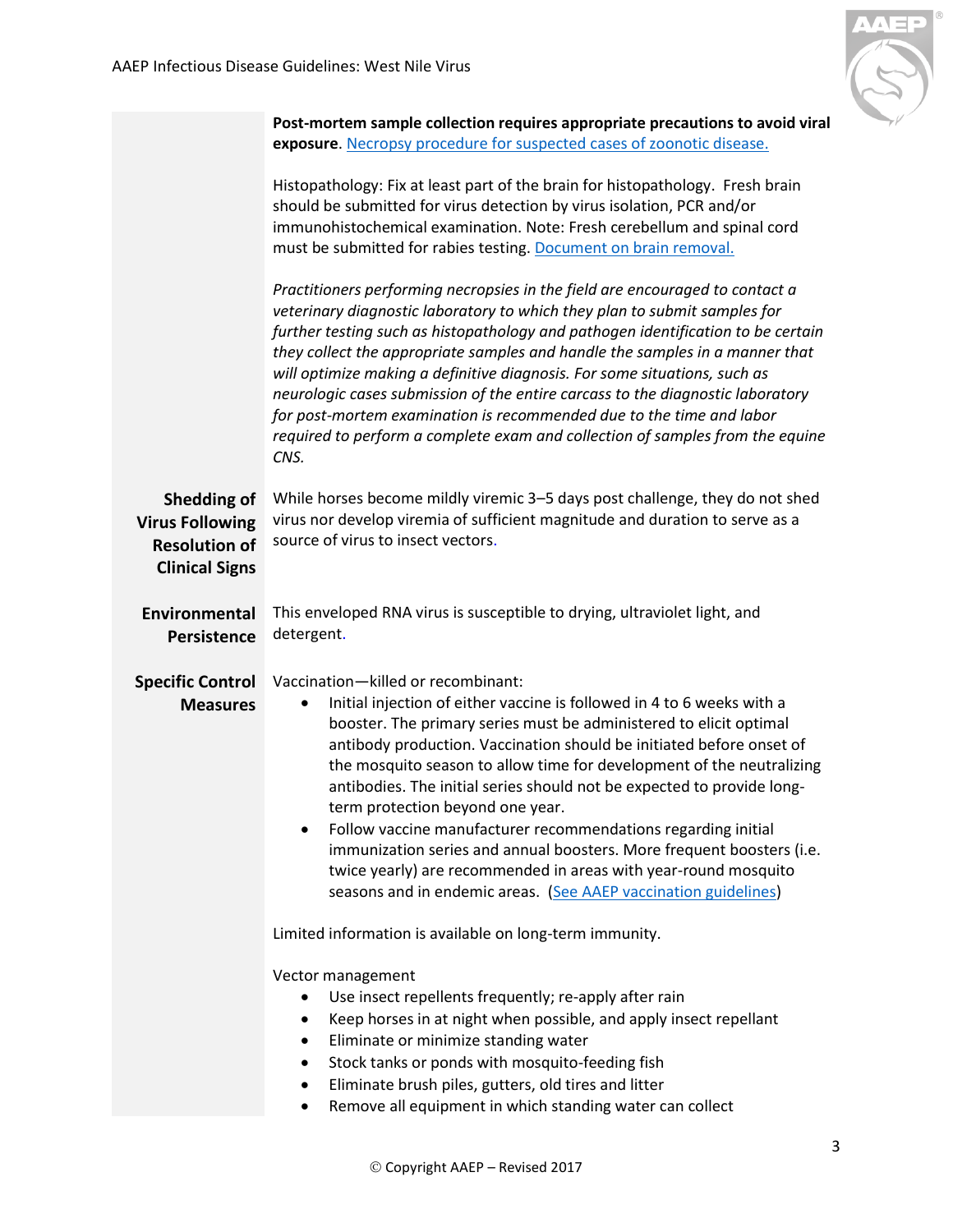**Post-mortem sample collection requires appropriate precautions to avoid viral exposure**. [Necropsy procedure for suspected cases of zoonotic disease.]

Histopathology: Fix at least part of the brain for histopathology. Fresh brain should be submitted for virus detection by virus isolation, PCR and/or immunohistochemical examination. Note: Fresh cerebellum and spinal cord must be submitted for rabies testing. [Document on brain removal.]

*Practitioners performing necropsies in the field are encouraged to contact a veterinary diagnostic laboratory to which they plan to submit samples for further testing such as histopathology and pathogen identification to be certain they collect the appropriate samples and handle the samples in a manner that will optimize making a definitive diagnosis. For some situations, such as neurologic cases submission of the entire carcass to the diagnostic laboratory for post-mortem examination is recommended due to the time and labor required to perform a complete exam and collection of samples from the equine CNS.*

**Shedding of Virus Following Resolution of Clinical Signs**

While horses become mildly viremic 3–5 days post challenge, they do not shed virus nor develop viremia of sufficient magnitude and duration to serve as a source of virus to insect vectors.

**Environmental Persistence**

This enveloped RNA virus is susceptible to drying, ultraviolet light, and detergent.

**Specific Control Measures**

Vaccination—killed or recombinant:

- Initial injection of either vaccine is followed in 4 to 6 weeks with a booster. The primary series must be administered to elicit optimal antibody production. Vaccination should be initiated before onset of the mosquito season to allow time for development of the neutralizing antibodies. The initial series should not be expected to provide long-term protection beyond one year.
- Follow vaccine manufacturer recommendations regarding initial immunization series and annual boosters. More frequent boosters (i.e. twice yearly) are recommended in areas with year-round mosquito seasons and in endemic areas. ([See AAEP vaccination guidelines])

Limited information is available on long-term immunity.

Vector management

- Use insect repellents frequently; re-apply after rain
- Keep horses in at night when possible, and apply insect repellant
- Eliminate or minimize standing water
- Stock tanks or ponds with mosquito-feeding fish
- Eliminate brush piles, gutters, old tires and litter
- Remove all equipment in which standing water can collect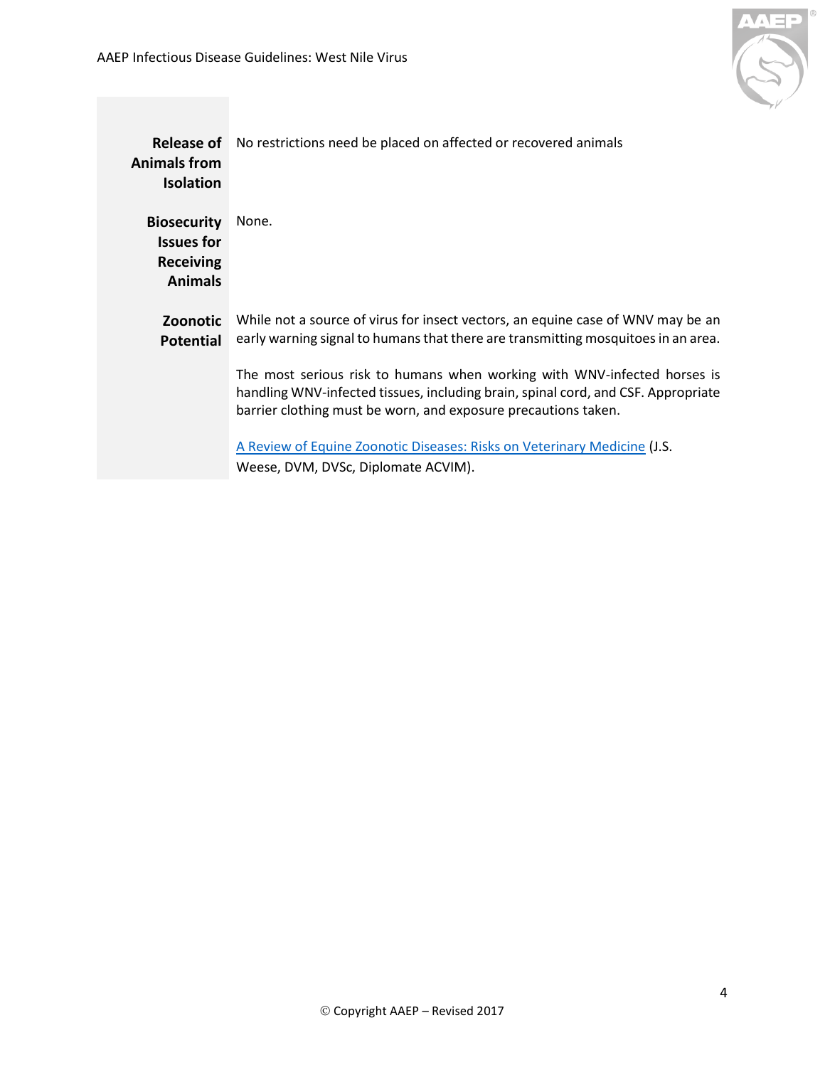| | |
|---|---|
| **Release of Animals from Isolation** | No restrictions need be placed on affected or recovered animals |
| **Biosecurity Issues for Receiving Animals** | None. |
| **Zoonotic Potential** | While not a source of virus for insect vectors, an equine case of WNV may be an early warning signal to humans that there are transmitting mosquitoes in an area.<br><br>The most serious risk to humans when working with WNV-infected horses is handling WNV-infected tissues, including brain, spinal cord, and CSF. Appropriate barrier clothing must be worn, and exposure precautions taken.<br><br>A Review of Equine Zoonotic Diseases: Risks on Veterinary Medicine (J.S. Weese, DVM, DVSc, Diplomate ACVIM). |

© Copyright AAEP – Revised 2017